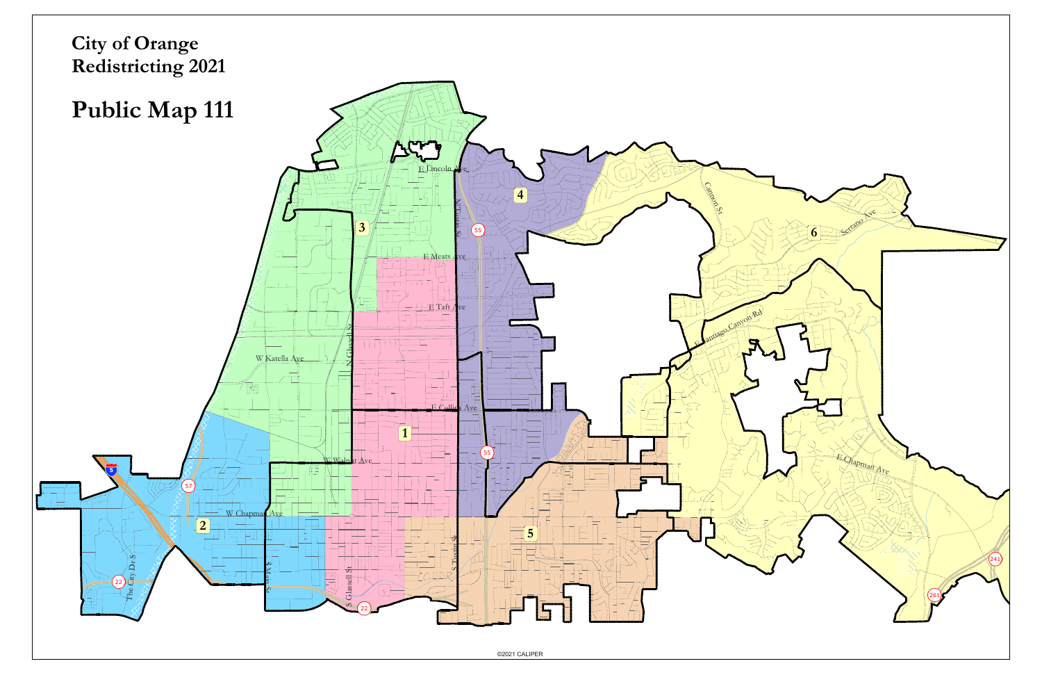# City of Orange
# Redistricting 2021

# Public Map 111

©2021 CALIPER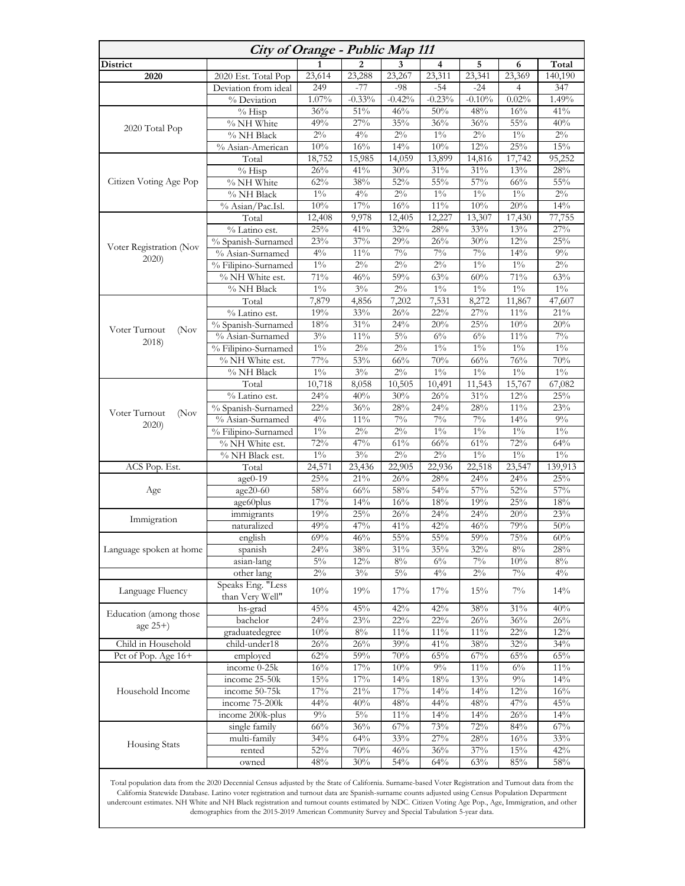# City of Orange - Public Map 111

| District | | 1 | 2 | 3 | 4 | 5 | 6 | Total |
|---|---|---|---|---|---|---|---|---|
| 2020 | 2020 Est. Total Pop | 23,614 | 23,288 | 23,267 | 23,311 | 23,341 | 23,369 | 140,190 |
| | Deviation from ideal | 249 | -77 | -98 | -54 | -24 | 4 | 347 |
| | % Deviation | 1.07% | -0.33% | -0.42% | -0.23% | -0.10% | 0.02% | 1.49% |
| 2020 Total Pop | % Hisp | 36% | 51% | 46% | 50% | 48% | 16% | 41% |
| | % NH White | 49% | 27% | 35% | 36% | 36% | 55% | 40% |
| | % NH Black | 2% | 4% | 2% | 1% | 2% | 1% | 2% |
| | % Asian-American | 10% | 16% | 14% | 10% | 12% | 25% | 15% |
| Citizen Voting Age Pop | Total | 18,752 | 15,985 | 14,059 | 13,899 | 14,816 | 17,742 | 95,252 |
| | % Hisp | 26% | 41% | 30% | 31% | 31% | 13% | 28% |
| | % NH White | 62% | 38% | 52% | 55% | 57% | 66% | 55% |
| | % NH Black | 1% | 4% | 2% | 1% | 1% | 1% | 2% |
| | % Asian/Pac.Isl. | 10% | 17% | 16% | 11% | 10% | 20% | 14% |
| Voter Registration (Nov 2020) | Total | 12,408 | 9,978 | 12,405 | 12,227 | 13,307 | 17,430 | 77,755 |
| | % Latino est. | 25% | 41% | 32% | 28% | 33% | 13% | 27% |
| | % Spanish-Surnamed | 23% | 37% | 29% | 26% | 30% | 12% | 25% |
| | % Asian-Surnamed | 4% | 11% | 7% | 7% | 7% | 14% | 9% |
| | % Filipino-Surnamed | 1% | 2% | 2% | 2% | 1% | 1% | 2% |
| | % NH White est. | 71% | 46% | 59% | 63% | 60% | 71% | 63% |
| | % NH Black | 1% | 3% | 2% | 1% | 1% | 1% | 1% |
| Voter Turnout (Nov 2018) | Total | 7,879 | 4,856 | 7,202 | 7,531 | 8,272 | 11,867 | 47,607 |
| | % Latino est. | 19% | 33% | 26% | 22% | 27% | 11% | 21% |
| | % Spanish-Surnamed | 18% | 31% | 24% | 20% | 25% | 10% | 20% |
| | % Asian-Surnamed | 3% | 11% | 5% | 6% | 6% | 11% | 7% |
| | % Filipino-Surnamed | 1% | 2% | 2% | 1% | 1% | 1% | 1% |
| | % NH White est. | 77% | 53% | 66% | 70% | 66% | 76% | 70% |
| | % NH Black | 1% | 3% | 2% | 1% | 1% | 1% | 1% |
| Voter Turnout (Nov 2020) | Total | 10,718 | 8,058 | 10,505 | 10,491 | 11,543 | 15,767 | 67,082 |
| | % Latino est. | 24% | 40% | 30% | 26% | 31% | 12% | 25% |
| | % Spanish-Surnamed | 22% | 36% | 28% | 24% | 28% | 11% | 23% |
| | % Asian-Surnamed | 4% | 11% | 7% | 7% | 7% | 14% | 9% |
| | % Filipino-Surnamed | 1% | 2% | 2% | 1% | 1% | 1% | 1% |
| | % NH White est. | 72% | 47% | 61% | 66% | 61% | 72% | 64% |
| | % NH Black est. | 1% | 3% | 2% | 2% | 1% | 1% | 1% |
| ACS Pop. Est. | Total | 24,571 | 23,436 | 22,905 | 22,936 | 22,518 | 23,547 | 139,913 |
| Age | age0-19 | 25% | 21% | 26% | 28% | 24% | 24% | 25% |
| | age20-60 | 58% | 66% | 58% | 54% | 57% | 52% | 57% |
| | age60plus | 17% | 14% | 16% | 18% | 19% | 25% | 18% |
| Immigration | immigrants | 19% | 25% | 26% | 24% | 24% | 20% | 23% |
| | naturalized | 49% | 47% | 41% | 42% | 46% | 79% | 50% |
| Language spoken at home | english | 69% | 46% | 55% | 55% | 59% | 75% | 60% |
| | spanish | 24% | 38% | 31% | 35% | 32% | 8% | 28% |
| | asian-lang | 5% | 12% | 8% | 6% | 7% | 10% | 8% |
| | other lang | 2% | 3% | 5% | 4% | 2% | 7% | 4% |
| Language Fluency | Speaks Eng. "Less than Very Well" | 10% | 19% | 17% | 17% | 15% | 7% | 14% |
| Education (among those age 25+) | hs-grad | 45% | 45% | 42% | 42% | 38% | 31% | 40% |
| | bachelor | 24% | 23% | 22% | 22% | 26% | 36% | 26% |
| | graduatedegree | 10% | 8% | 11% | 11% | 11% | 22% | 12% |
| Child in Household | child-under18 | 26% | 26% | 39% | 41% | 38% | 32% | 34% |
| Pct of Pop. Age 16+ | employed | 62% | 59% | 70% | 65% | 67% | 65% | 65% |
| Household Income | income 0-25k | 16% | 17% | 10% | 9% | 11% | 6% | 11% |
| | income 25-50k | 15% | 17% | 14% | 18% | 13% | 9% | 14% |
| | income 50-75k | 17% | 21% | 17% | 14% | 14% | 12% | 16% |
| | income 75-200k | 44% | 40% | 48% | 44% | 48% | 47% | 45% |
| | income 200k-plus | 9% | 5% | 11% | 14% | 14% | 26% | 14% |
| Housing Stats | single family | 66% | 36% | 67% | 73% | 72% | 84% | 67% |
| | multi-family | 34% | 64% | 33% | 27% | 28% | 16% | 33% |
| | rented | 52% | 70% | 46% | 36% | 37% | 15% | 42% |
| | owned | 48% | 30% | 54% | 64% | 63% | 85% | 58% |

Total population data from the 2020 Decennial Census adjusted by the State of California. Surname-based Voter Registration and Turnout data from the California Statewide Database. Latino voter registration and turnout data are Spanish-surname counts adjusted using Census Population Department undercount estimates. NH White and NH Black registration and turnout counts estimated by NDC. Citizen Voting Age Pop., Age, Immigration, and other demographics from the 2015-2019 American Community Survey and Special Tabulation 5-year data.